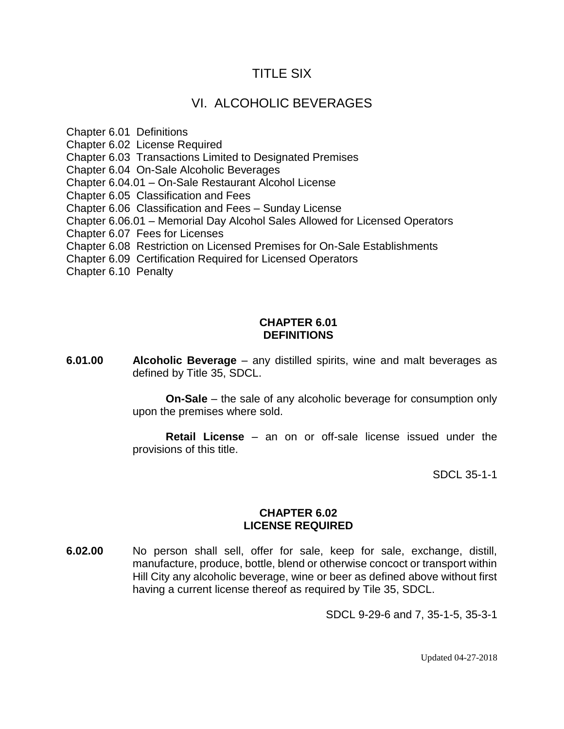# TITLE SIX

# VI. ALCOHOLIC BEVERAGES

Chapter 6.01 Definitions
Chapter 6.02 License Required
Chapter 6.03 Transactions Limited to Designated Premises
Chapter 6.04 On-Sale Alcoholic Beverages
Chapter 6.04.01 – On-Sale Restaurant Alcohol License
Chapter 6.05 Classification and Fees
Chapter 6.06 Classification and Fees – Sunday License
Chapter 6.06.01 – Memorial Day Alcohol Sales Allowed for Licensed Operators
Chapter 6.07 Fees for Licenses
Chapter 6.08 Restriction on Licensed Premises for On-Sale Establishments
Chapter 6.09 Certification Required for Licensed Operators
Chapter 6.10 Penalty

## CHAPTER 6.01
## DEFINITIONS

**6.01.00** **Alcoholic Beverage** – any distilled spirits, wine and malt beverages as defined by Title 35, SDCL.

**On-Sale** – the sale of any alcoholic beverage for consumption only upon the premises where sold.

**Retail License** – an on or off-sale license issued under the provisions of this title.

SDCL 35-1-1

## CHAPTER 6.02
## LICENSE REQUIRED

**6.02.00** No person shall sell, offer for sale, keep for sale, exchange, distill, manufacture, produce, bottle, blend or otherwise concoct or transport within Hill City any alcoholic beverage, wine or beer as defined above without first having a current license thereof as required by Tile 35, SDCL.

SDCL 9-29-6 and 7, 35-1-5, 35-3-1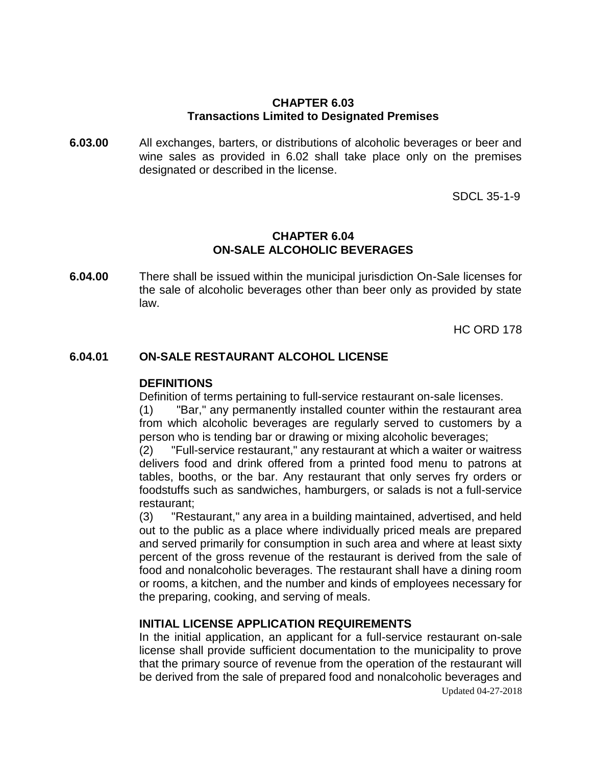## CHAPTER 6.03
## Transactions Limited to Designated Premises

**6.03.00** All exchanges, barters, or distributions of alcoholic beverages or beer and wine sales as provided in 6.02 shall take place only on the premises designated or described in the license.

SDCL 35-1-9

## CHAPTER 6.04
## ON-SALE ALCOHOLIC BEVERAGES

**6.04.00** There shall be issued within the municipal jurisdiction On-Sale licenses for the sale of alcoholic beverages other than beer only as provided by state law.

HC ORD 178

### 6.04.01 ON-SALE RESTAURANT ALCOHOL LICENSE

**DEFINITIONS**

Definition of terms pertaining to full-service restaurant on-sale licenses.

(1) "Bar," any permanently installed counter within the restaurant area from which alcoholic beverages are regularly served to customers by a person who is tending bar or drawing or mixing alcoholic beverages;

(2) "Full-service restaurant," any restaurant at which a waiter or waitress delivers food and drink offered from a printed food menu to patrons at tables, booths, or the bar. Any restaurant that only serves fry orders or foodstuffs such as sandwiches, hamburgers, or salads is not a full-service restaurant;

(3) "Restaurant," any area in a building maintained, advertised, and held out to the public as a place where individually priced meals are prepared and served primarily for consumption in such area and where at least sixty percent of the gross revenue of the restaurant is derived from the sale of food and nonalcoholic beverages. The restaurant shall have a dining room or rooms, a kitchen, and the number and kinds of employees necessary for the preparing, cooking, and serving of meals.

**INITIAL LICENSE APPLICATION REQUIREMENTS**

In the initial application, an applicant for a full-service restaurant on-sale license shall provide sufficient documentation to the municipality to prove that the primary source of revenue from the operation of the restaurant will be derived from the sale of prepared food and nonalcoholic beverages and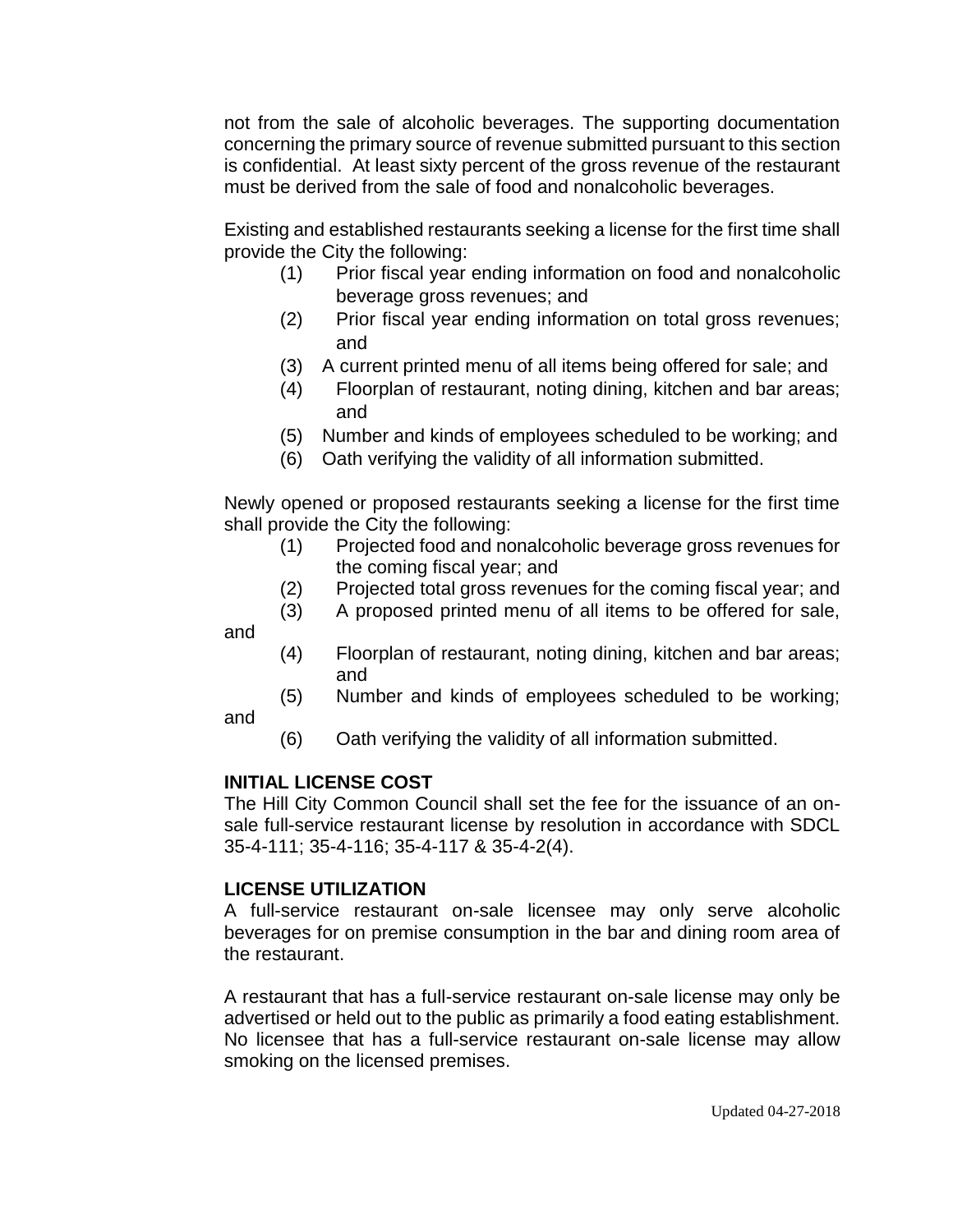not from the sale of alcoholic beverages. The supporting documentation concerning the primary source of revenue submitted pursuant to this section is confidential. At least sixty percent of the gross revenue of the restaurant must be derived from the sale of food and nonalcoholic beverages.

Existing and established restaurants seeking a license for the first time shall provide the City the following:

(1) Prior fiscal year ending information on food and nonalcoholic beverage gross revenues; and
(2) Prior fiscal year ending information on total gross revenues; and
(3) A current printed menu of all items being offered for sale; and
(4) Floorplan of restaurant, noting dining, kitchen and bar areas; and
(5) Number and kinds of employees scheduled to be working; and
(6) Oath verifying the validity of all information submitted.

Newly opened or proposed restaurants seeking a license for the first time shall provide the City the following:

(1) Projected food and nonalcoholic beverage gross revenues for the coming fiscal year; and
(2) Projected total gross revenues for the coming fiscal year; and
(3) A proposed printed menu of all items to be offered for sale, and
(4) Floorplan of restaurant, noting dining, kitchen and bar areas; and
(5) Number and kinds of employees scheduled to be working; and
(6) Oath verifying the validity of all information submitted.

**INITIAL LICENSE COST**

The Hill City Common Council shall set the fee for the issuance of an on-sale full-service restaurant license by resolution in accordance with SDCL 35-4-111; 35-4-116; 35-4-117 & 35-4-2(4).

**LICENSE UTILIZATION**

A full-service restaurant on-sale licensee may only serve alcoholic beverages for on premise consumption in the bar and dining room area of the restaurant.

A restaurant that has a full-service restaurant on-sale license may only be advertised or held out to the public as primarily a food eating establishment. No licensee that has a full-service restaurant on-sale license may allow smoking on the licensed premises.

Updated 04-27-2018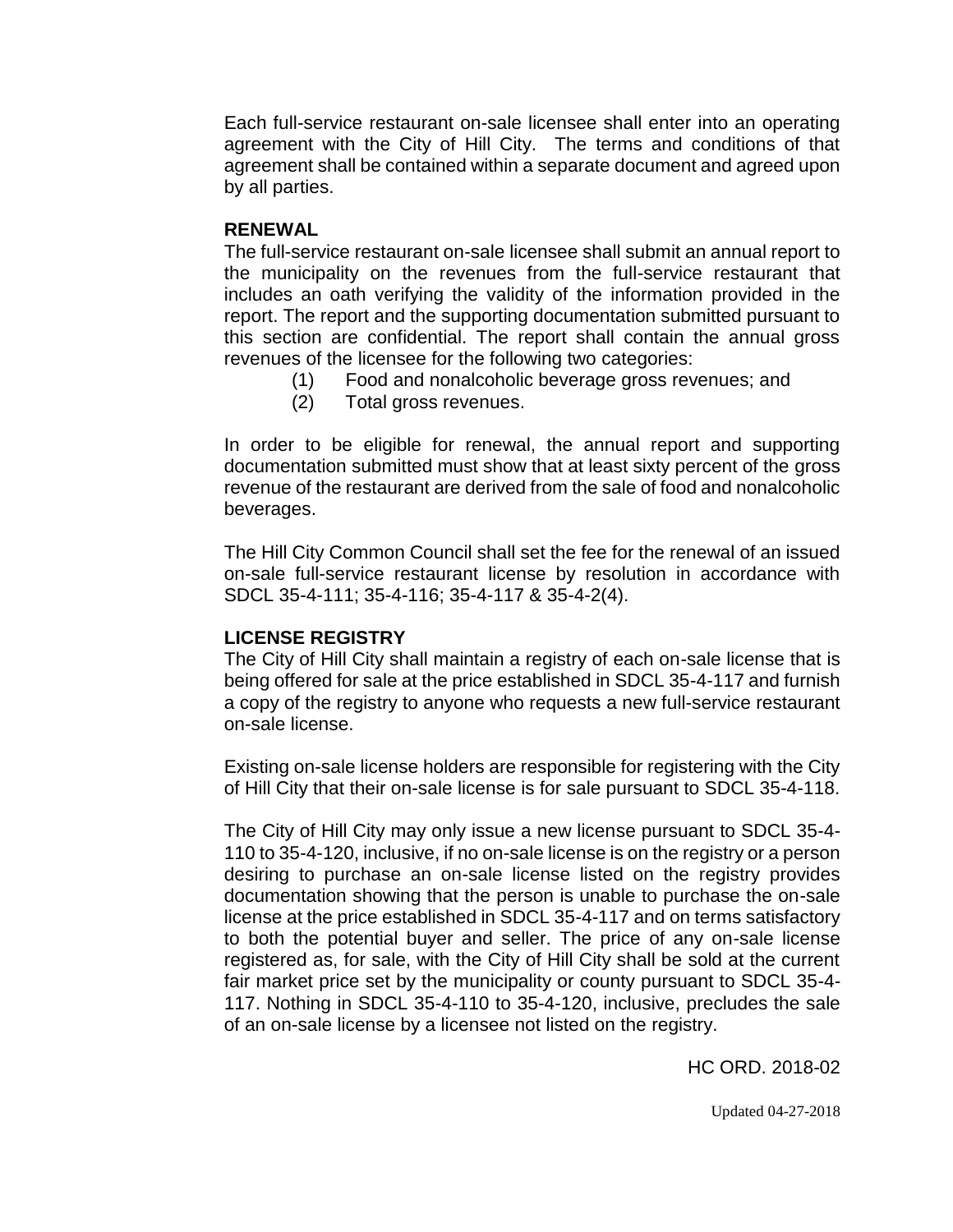Each full-service restaurant on-sale licensee shall enter into an operating agreement with the City of Hill City. The terms and conditions of that agreement shall be contained within a separate document and agreed upon by all parties.

**RENEWAL**

The full-service restaurant on-sale licensee shall submit an annual report to the municipality on the revenues from the full-service restaurant that includes an oath verifying the validity of the information provided in the report. The report and the supporting documentation submitted pursuant to this section are confidential. The report shall contain the annual gross revenues of the licensee for the following two categories:

(1) Food and nonalcoholic beverage gross revenues; and

(2) Total gross revenues.

In order to be eligible for renewal, the annual report and supporting documentation submitted must show that at least sixty percent of the gross revenue of the restaurant are derived from the sale of food and nonalcoholic beverages.

The Hill City Common Council shall set the fee for the renewal of an issued on-sale full-service restaurant license by resolution in accordance with SDCL 35-4-111; 35-4-116; 35-4-117 & 35-4-2(4).

**LICENSE REGISTRY**

The City of Hill City shall maintain a registry of each on-sale license that is being offered for sale at the price established in SDCL 35-4-117 and furnish a copy of the registry to anyone who requests a new full-service restaurant on-sale license.

Existing on-sale license holders are responsible for registering with the City of Hill City that their on-sale license is for sale pursuant to SDCL 35-4-118.

The City of Hill City may only issue a new license pursuant to SDCL 35-4-110 to 35-4-120, inclusive, if no on-sale license is on the registry or a person desiring to purchase an on-sale license listed on the registry provides documentation showing that the person is unable to purchase the on-sale license at the price established in SDCL 35-4-117 and on terms satisfactory to both the potential buyer and seller. The price of any on-sale license registered as, for sale, with the City of Hill City shall be sold at the current fair market price set by the municipality or county pursuant to SDCL 35-4-117. Nothing in SDCL 35-4-110 to 35-4-120, inclusive, precludes the sale of an on-sale license by a licensee not listed on the registry.

HC ORD. 2018-02

Updated 04-27-2018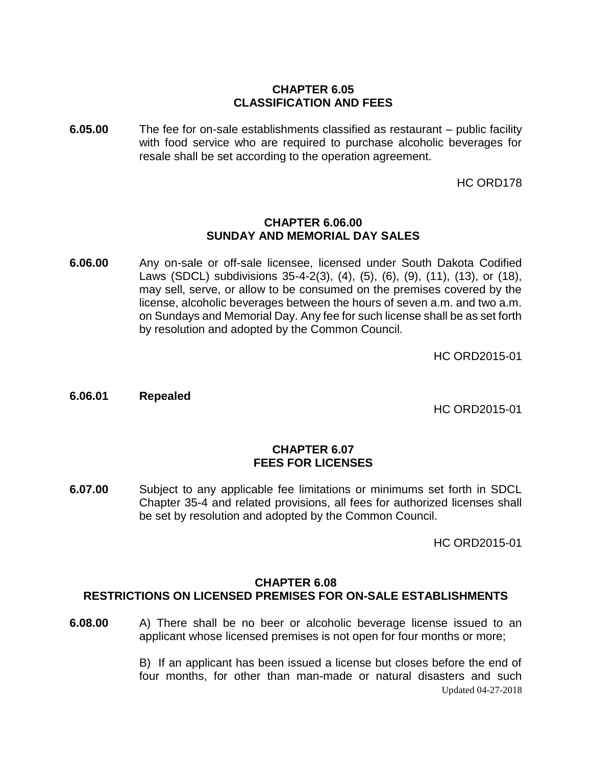## CHAPTER 6.05
## CLASSIFICATION AND FEES

**6.05.00** The fee for on-sale establishments classified as restaurant – public facility with food service who are required to purchase alcoholic beverages for resale shall be set according to the operation agreement.

HC ORD178

## CHAPTER 6.06.00
## SUNDAY AND MEMORIAL DAY SALES

**6.06.00** Any on-sale or off-sale licensee, licensed under South Dakota Codified Laws (SDCL) subdivisions 35-4-2(3), (4), (5), (6), (9), (11), (13), or (18), may sell, serve, or allow to be consumed on the premises covered by the license, alcoholic beverages between the hours of seven a.m. and two a.m. on Sundays and Memorial Day. Any fee for such license shall be as set forth by resolution and adopted by the Common Council.

HC ORD2015-01

**6.06.01 Repealed**

HC ORD2015-01

## CHAPTER 6.07
## FEES FOR LICENSES

**6.07.00** Subject to any applicable fee limitations or minimums set forth in SDCL Chapter 35-4 and related provisions, all fees for authorized licenses shall be set by resolution and adopted by the Common Council.

HC ORD2015-01

## CHAPTER 6.08
## RESTRICTIONS ON LICENSED PREMISES FOR ON-SALE ESTABLISHMENTS

**6.08.00** A) There shall be no beer or alcoholic beverage license issued to an applicant whose licensed premises is not open for four months or more;

B) If an applicant has been issued a license but closes before the end of four months, for other than man-made or natural disasters and such

Updated 04-27-2018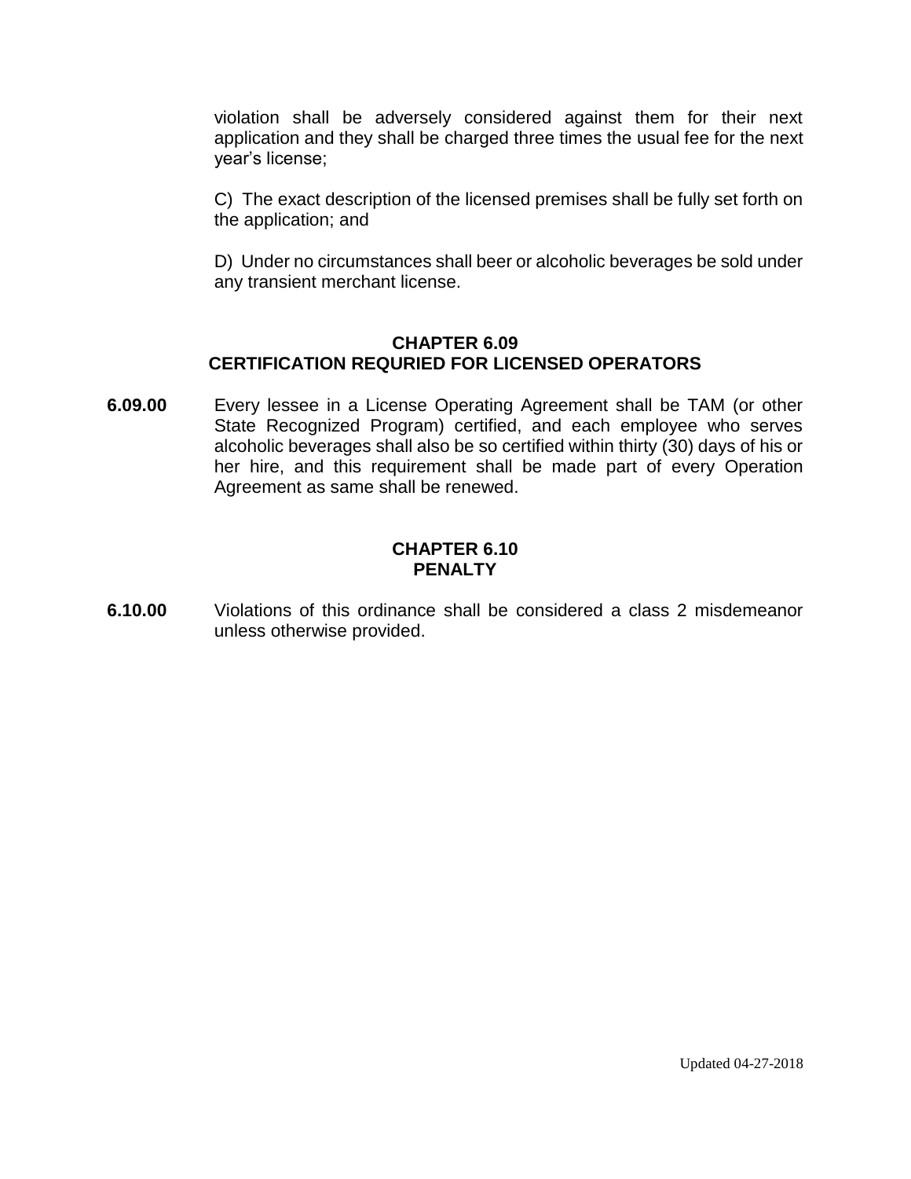violation shall be adversely considered against them for their next application and they shall be charged three times the usual fee for the next year's license;

C) The exact description of the licensed premises shall be fully set forth on the application; and

D) Under no circumstances shall beer or alcoholic beverages be sold under any transient merchant license.

## CHAPTER 6.09
## CERTIFICATION REQURIED FOR LICENSED OPERATORS

**6.09.00** Every lessee in a License Operating Agreement shall be TAM (or other State Recognized Program) certified, and each employee who serves alcoholic beverages shall also be so certified within thirty (30) days of his or her hire, and this requirement shall be made part of every Operation Agreement as same shall be renewed.

## CHAPTER 6.10
## PENALTY

**6.10.00** Violations of this ordinance shall be considered a class 2 misdemeanor unless otherwise provided.

Updated 04-27-2018